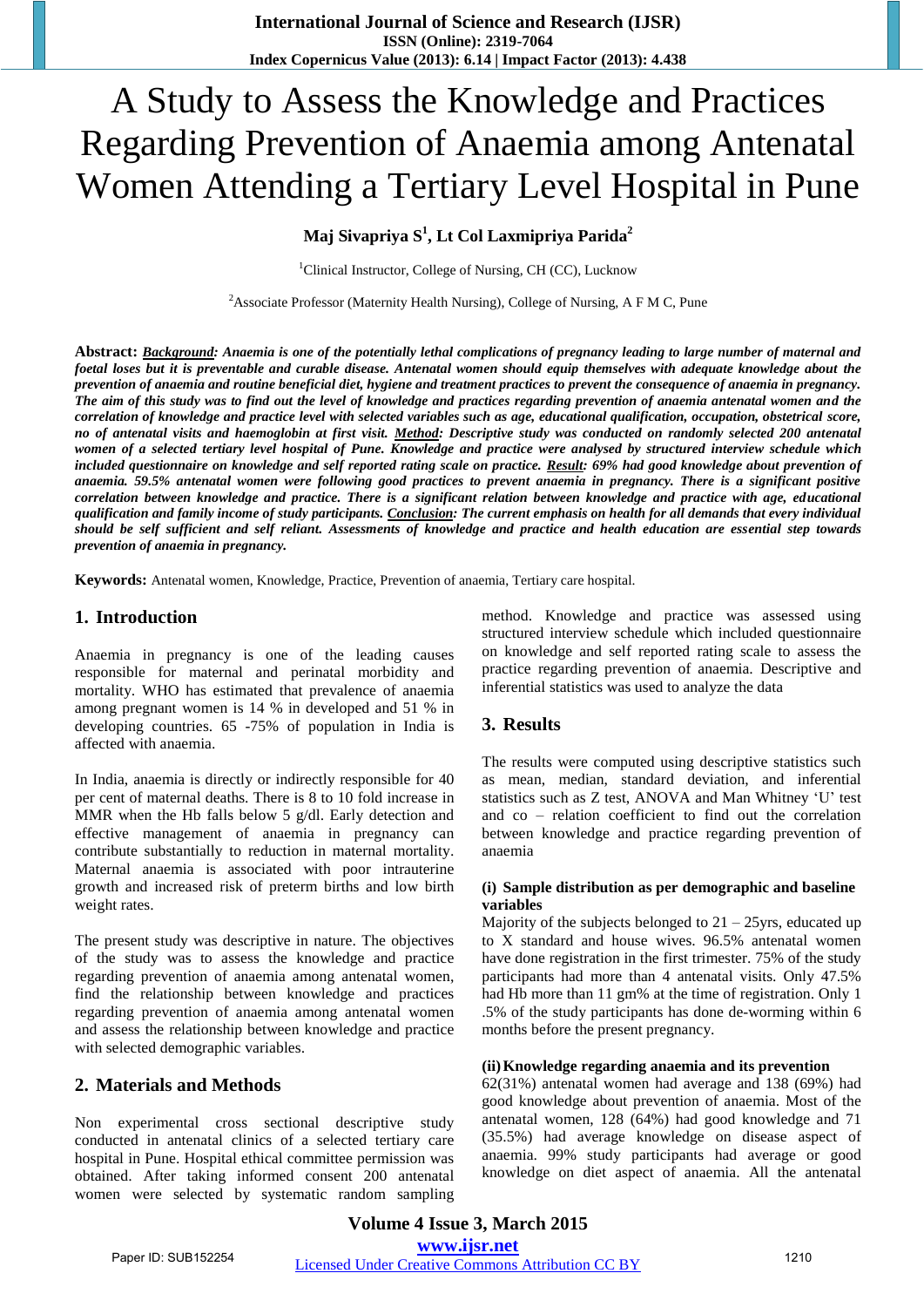# A Study to Assess the Knowledge and Practices Regarding Prevention of Anaemia among Antenatal Women Attending a Tertiary Level Hospital in Pune

**Maj Sivapriya S[1], Lt Col Laxmipriya Parida[2]**

[1]Clinical Instructor, College of Nursing, CH (CC), Lucknow

[2]Associate Professor (Maternity Health Nursing), College of Nursing, A F M C, Pune

**Abstract:** ***Background**: Anaemia is one of the potentially lethal complications of pregnancy leading to large number of maternal and foetal loses but it is preventable and curable disease. Antenatal women should equip themselves with adequate knowledge about the prevention of anaemia and routine beneficial diet, hygiene and treatment practices to prevent the consequence of anaemia in pregnancy. The aim of this study was to find out the level of knowledge and practices regarding prevention of anaemia antenatal women and the correlation of knowledge and practice level with selected variables such as age, educational qualification, occupation, obstetrical score, no of antenatal visits and haemoglobin at first visit. **Method**: Descriptive study was conducted on randomly selected 200 antenatal women of a selected tertiary level hospital of Pune. Knowledge and practice were analysed by structured interview schedule which included questionnaire on knowledge and self reported rating scale on practice. **Result**: 69% had good knowledge about prevention of anaemia. 59.5% antenatal women were following good practices to prevent anaemia in pregnancy. There is a significant positive correlation between knowledge and practice. There is a significant relation between knowledge and practice with age, educational qualification and family income of study participants. **Conclusion**: The current emphasis on health for all demands that every individual should be self sufficient and self reliant. Assessments of knowledge and practice and health education are essential step towards prevention of anaemia in pregnancy.*

**Keywords:** Antenatal women, Knowledge, Practice, Prevention of anaemia, Tertiary care hospital.

## 1. Introduction

Anaemia in pregnancy is one of the leading causes responsible for maternal and perinatal morbidity and mortality. WHO has estimated that prevalence of anaemia among pregnant women is 14 % in developed and 51 % in developing countries. 65 -75% of population in India is affected with anaemia.

In India, anaemia is directly or indirectly responsible for 40 per cent of maternal deaths. There is 8 to 10 fold increase in MMR when the Hb falls below 5 g/dl. Early detection and effective management of anaemia in pregnancy can contribute substantially to reduction in maternal mortality. Maternal anaemia is associated with poor intrauterine growth and increased risk of preterm births and low birth weight rates.

The present study was descriptive in nature. The objectives of the study was to assess the knowledge and practice regarding prevention of anaemia among antenatal women, find the relationship between knowledge and practices regarding prevention of anaemia among antenatal women and assess the relationship between knowledge and practice with selected demographic variables.

## 2. Materials and Methods

Non experimental cross sectional descriptive study conducted in antenatal clinics of a selected tertiary care hospital in Pune. Hospital ethical committee permission was obtained. After taking informed consent 200 antenatal women were selected by systematic random sampling method. Knowledge and practice was assessed using structured interview schedule which included questionnaire on knowledge and self reported rating scale to assess the practice regarding prevention of anaemia. Descriptive and inferential statistics was used to analyze the data

## 3. Results

The results were computed using descriptive statistics such as mean, median, standard deviation, and inferential statistics such as Z test, ANOVA and Man Whitney 'U' test and co – relation coefficient to find out the correlation between knowledge and practice regarding prevention of anaemia

**(i) Sample distribution as per demographic and baseline variables**

Majority of the subjects belonged to 21 – 25yrs, educated up to X standard and house wives. 96.5% antenatal women have done registration in the first trimester. 75% of the study participants had more than 4 antenatal visits. Only 47.5% had Hb more than 11 gm% at the time of registration. Only 1 .5% of the study participants has done de-worming within 6 months before the present pregnancy.

**(ii) Knowledge regarding anaemia and its prevention**

62(31%) antenatal women had average and 138 (69%) had good knowledge about prevention of anaemia. Most of the antenatal women, 128 (64%) had good knowledge and 71 (35.5%) had average knowledge on disease aspect of anaemia. 99% study participants had average or good knowledge on diet aspect of anaemia. All the antenatal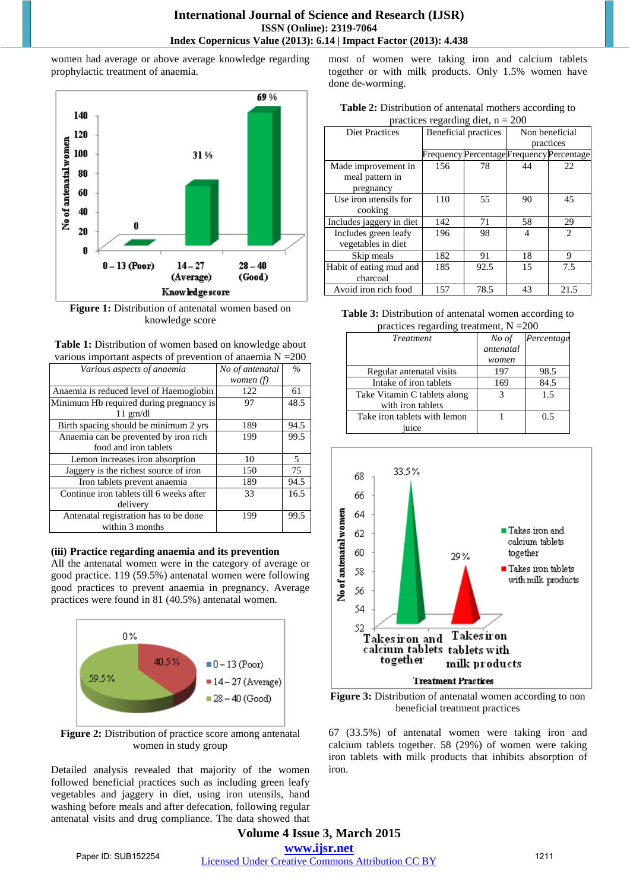women had average or above average knowledge regarding prophylactic treatment of anaemia.

Figure 1: Distribution of antenatal women based on knowledge score

**Table 1:** Distribution of women based on knowledge about various important aspects of prevention of anaemia N =200

| Various aspects of anaemia | No of antenatal women (f) | % |
|---|---|---|
| Anaemia is reduced level of Haemoglobin | 122 | 61 |
| Minimum Hb required during pregnancy is 11 gm/dl | 97 | 48.5 |
| Birth spacing should be minimum 2 yrs | 189 | 94.5 |
| Anaemia can be prevented by iron rich food and iron tablets | 199 | 99.5 |
| Lemon increases iron absorption | 10 | 5 |
| Jaggery is the richest source of iron | 150 | 75 |
| Iron tablets prevent anaemia | 189 | 94.5 |
| Continue iron tablets till 6 weeks after delivery | 33 | 16.5 |
| Antenatal registration has to be done within 3 months | 199 | 99.5 |

**(iii) Practice regarding anaemia and its prevention**

All the antenatal women were in the category of average or good practice. 119 (59.5%) antenatal women were following good practices to prevent anaemia in pregnancy. Average practices were found in 81 (40.5%) antenatal women.

Figure 2: Distribution of practice score among antenatal women in study group

Detailed analysis revealed that majority of the women followed beneficial practices such as including green leafy vegetables and jaggery in diet, using iron utensils, hand washing before meals and after defecation, following regular antenatal visits and drug compliance. The data showed that most of women were taking iron and calcium tablets together or with milk products. Only 1.5% women have done de-worming.

**Table 2:** Distribution of antenatal mothers according to practices regarding diet, n = 200

| Diet Practices | Beneficial practices | | Non beneficial practices | |
|---|---|---|---|---|
| | Frequency | Percentage | Frequency | Percentage |
| Made improvement in meal pattern in pregnancy | 156 | 78 | 44 | 22 |
| Use iron utensils for cooking | 110 | 55 | 90 | 45 |
| Includes jaggery in diet | 142 | 71 | 58 | 29 |
| Includes green leafy vegetables in diet | 196 | 98 | 4 | 2 |
| Skip meals | 182 | 91 | 18 | 9 |
| Habit of eating mud and charcoal | 185 | 92.5 | 15 | 7.5 |
| Avoid iron rich food | 157 | 78.5 | 43 | 21.5 |

**Table 3:** Distribution of antenatal women according to practices regarding treatment, N =200

| *Treatment* | *No of antenatal women* | *Percentage* |
|---|---|---|
| Regular antenatal visits | 197 | 98.5 |
| Intake of iron tablets | 169 | 84.5 |
| Take Vitamin C tablets along with iron tablets | 3 | 1.5 |
| Take iron tablets with lemon juice | 1 | 0.5 |

Figure 3: Distribution of antenatal women according to non beneficial treatment practices

67 (33.5%) of antenatal women were taking iron and calcium tablets together. 58 (29%) of women were taking iron tablets with milk products that inhibits absorption of iron.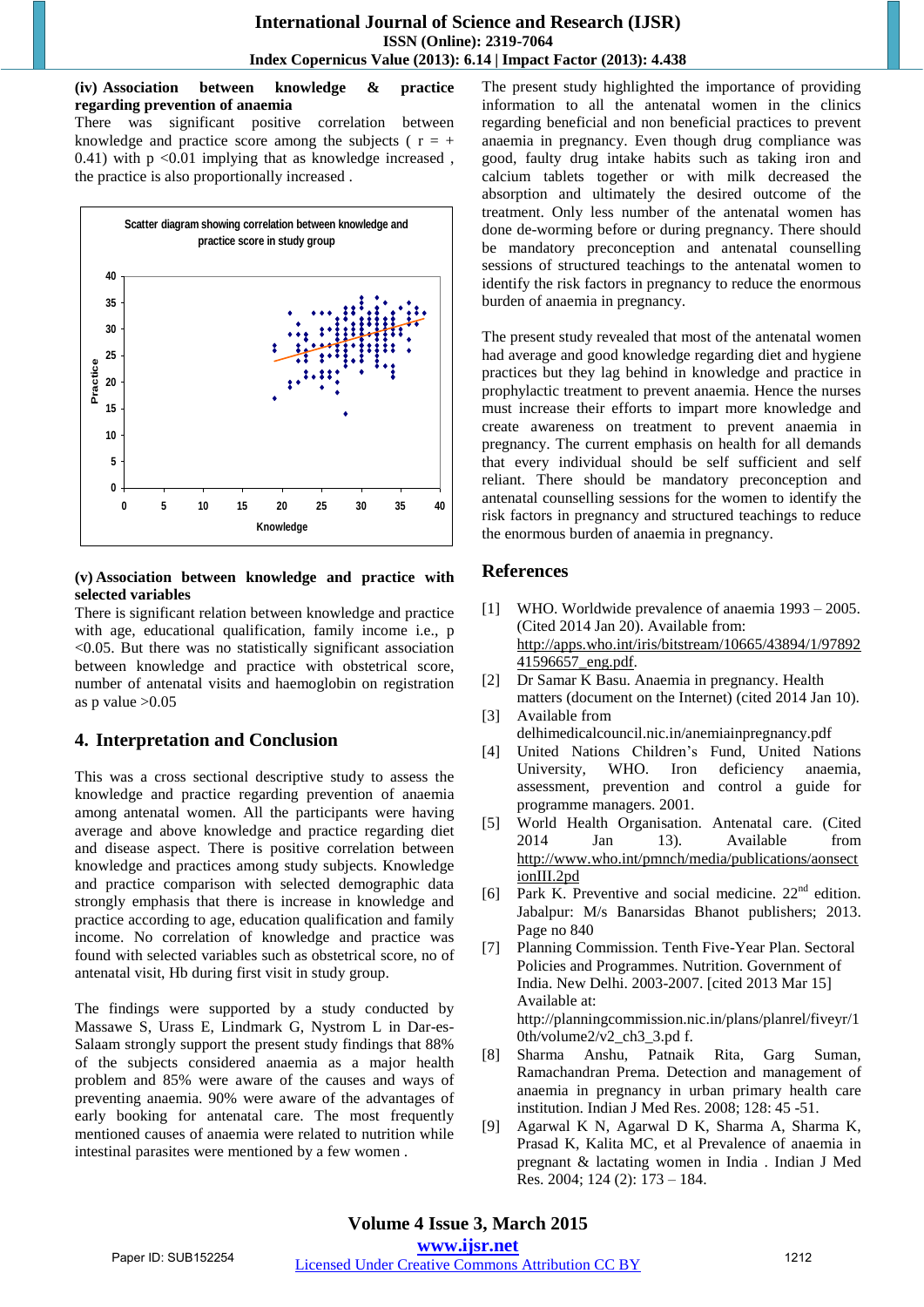**(iv) Association between knowledge & practice regarding prevention of anaemia**

There was significant positive correlation between knowledge and practice score among the subjects ( $r = + 0.41$) with $p < 0.01$ implying that as knowledge increased , the practice is also proportionally increased .

Scatter diagram showing correlation between knowledge and practice score in study group

**(v) Association between knowledge and practice with selected variables**

There is significant relation between knowledge and practice with age, educational qualification, family income i.e., $p < 0.05$. But there was no statistically significant association between knowledge and practice with obstetrical score, number of antenatal visits and haemoglobin on registration as p value $> 0.05$

## 4. Interpretation and Conclusion

This was a cross sectional descriptive study to assess the knowledge and practice regarding prevention of anaemia among antenatal women. All the participants were having average and above knowledge and practice regarding diet and disease aspect. There is positive correlation between knowledge and practices among study subjects. Knowledge and practice comparison with selected demographic data strongly emphasis that there is increase in knowledge and practice according to age, education qualification and family income. No correlation of knowledge and practice was found with selected variables such as obstetrical score, no of antenatal visit, Hb during first visit in study group.

The findings were supported by a study conducted by Massawe S, Urass E, Lindmark G, Nystrom L in Dar-es-Salaam strongly support the present study findings that 88% of the subjects considered anaemia as a major health problem and 85% were aware of the causes and ways of preventing anaemia. 90% were aware of the advantages of early booking for antenatal care. The most frequently mentioned causes of anaemia were related to nutrition while intestinal parasites were mentioned by a few women .

The present study highlighted the importance of providing information to all the antenatal women in the clinics regarding beneficial and non beneficial practices to prevent anaemia in pregnancy. Even though drug compliance was good, faulty drug intake habits such as taking iron and calcium tablets together or with milk decreased the absorption and ultimately the desired outcome of the treatment. Only less number of the antenatal women has done de-worming before or during pregnancy. There should be mandatory preconception and antenatal counselling sessions of structured teachings to the antenatal women to identify the risk factors in pregnancy to reduce the enormous burden of anaemia in pregnancy.

The present study revealed that most of the antenatal women had average and good knowledge regarding diet and hygiene practices but they lag behind in knowledge and practice in prophylactic treatment to prevent anaemia. Hence the nurses must increase their efforts to impart more knowledge and create awareness on treatment to prevent anaemia in pregnancy. The current emphasis on health for all demands that every individual should be self sufficient and self reliant. There should be mandatory preconception and antenatal counselling sessions for the women to identify the risk factors in pregnancy and structured teachings to reduce the enormous burden of anaemia in pregnancy.

## References

[1] WHO. Worldwide prevalence of anaemia 1993 – 2005. (Cited 2014 Jan 20). Available from: http://apps.who.int/iris/bitstream/10665/43894/1/9789241596657_eng.pdf.

[2] Dr Samar K Basu. Anaemia in pregnancy. Health matters (document on the Internet) (cited 2014 Jan 10).

[3] Available from delhimedicalcouncil.nic.in/anemiainpregnancy.pdf

[4] United Nations Children's Fund, United Nations University, WHO. Iron deficiency anaemia, assessment, prevention and control a guide for programme managers. 2001.

[5] World Health Organisation. Antenatal care. (Cited 2014 Jan 13). Available from http://www.who.int/pmnch/media/publications/aonsectionIII.2pd

[6] Park K. Preventive and social medicine. 22nd edition. Jabalpur: M/s Banarsidas Bhanot publishers; 2013. Page no 840

[7] Planning Commission. Tenth Five-Year Plan. Sectoral Policies and Programmes. Nutrition. Government of India. New Delhi. 2003-2007. [cited 2013 Mar 15] Available at: http://planningcommission.nic.in/plans/planrel/fiveyr/10th/volume2/v2_ch3_3.pd f.

[8] Sharma Anshu, Patnaik Rita, Garg Suman, Ramachandran Prema. Detection and management of anaemia in pregnancy in urban primary health care institution. Indian J Med Res. 2008; 128: 45 -51.

[9] Agarwal K N, Agarwal D K, Sharma A, Sharma K, Prasad K, Kalita MC, et al Prevalence of anaemia in pregnant & lactating women in India . Indian J Med Res. 2004; 124 (2): 173 – 184.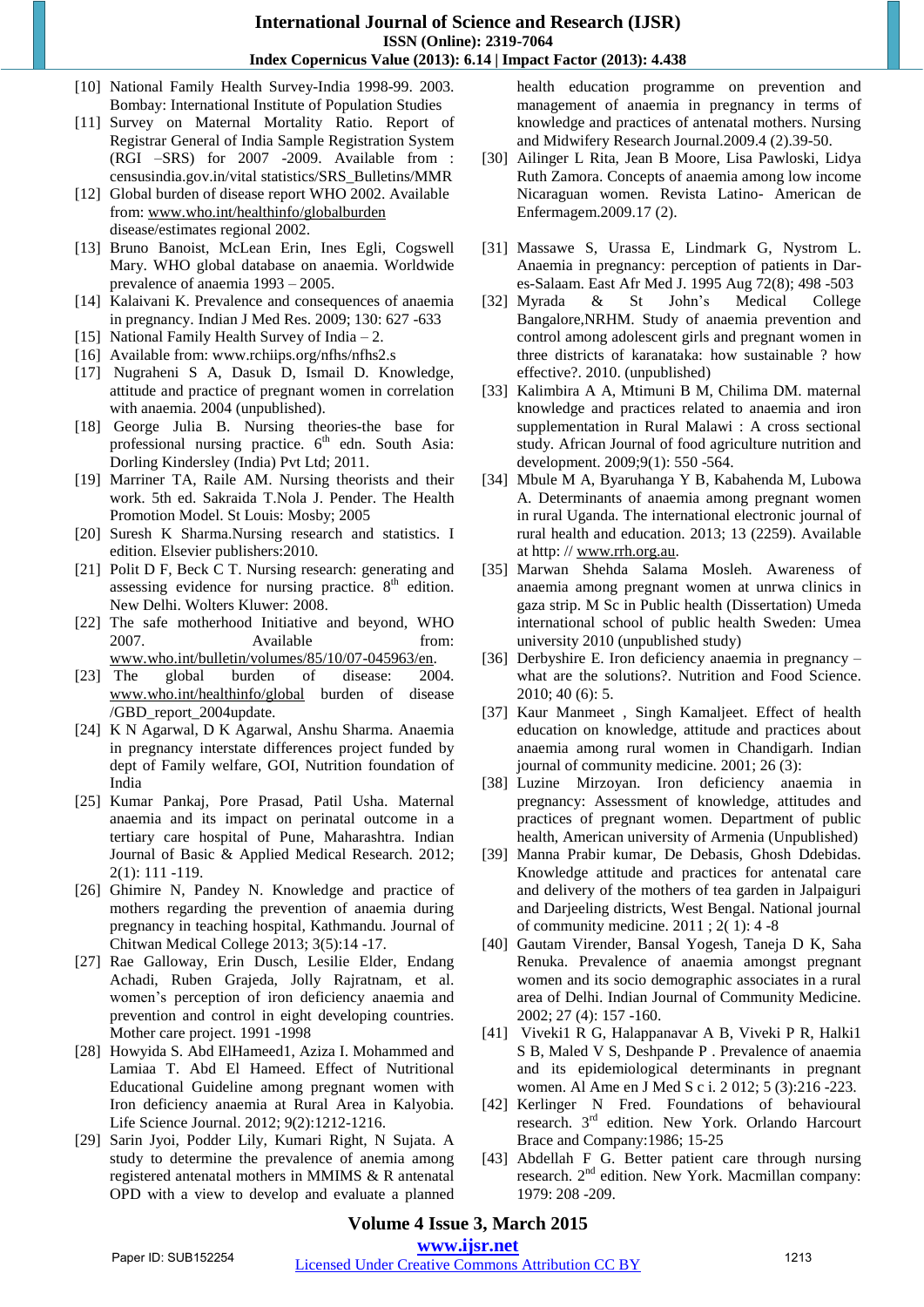[10] National Family Health Survey-India 1998-99. 2003. Bombay: International Institute of Population Studies

[11] Survey on Maternal Mortality Ratio. Report of Registrar General of India Sample Registration System (RGI –SRS) for 2007 -2009. Available from : censusindia.gov.in/vital statistics/SRS_Bulletins/MMR

[12] Global burden of disease report WHO 2002. Available from: www.who.int/healthinfo/globalburden disease/estimates regional 2002.

[13] Bruno Banoist, McLean Erin, Ines Egli, Cogswell Mary. WHO global database on anaemia. Worldwide prevalence of anaemia 1993 – 2005.

[14] Kalaivani K. Prevalence and consequences of anaemia in pregnancy. Indian J Med Res. 2009; 130: 627 -633

[15] National Family Health Survey of India – 2.

[16] Available from: www.rchiips.org/nfhs/nfhs2.s

[17] Nugraheni S A, Dasuk D, Ismail D. Knowledge, attitude and practice of pregnant women in correlation with anaemia. 2004 (unpublished).

[18] George Julia B. Nursing theories-the base for professional nursing practice. 6th edn. South Asia: Dorling Kindersley (India) Pvt Ltd; 2011.

[19] Marriner TA, Raile AM. Nursing theorists and their work. 5th ed. Sakraida T.Nola J. Pender. The Health Promotion Model. St Louis: Mosby; 2005

[20] Suresh K Sharma.Nursing research and statistics. I edition. Elsevier publishers:2010.

[21] Polit D F, Beck C T. Nursing research: generating and assessing evidence for nursing practice. 8th edition. New Delhi. Wolters Kluwer: 2008.

[22] The safe motherhood Initiative and beyond, WHO 2007. Available from: www.who.int/bulletin/volumes/85/10/07-045963/en.

[23] The global burden of disease: 2004. www.who.int/healthinfo/global burden of disease /GBD_report_2004update.

[24] K N Agarwal, D K Agarwal, Anshu Sharma. Anaemia in pregnancy interstate differences project funded by dept of Family welfare, GOI, Nutrition foundation of India

[25] Kumar Pankaj, Pore Prasad, Patil Usha. Maternal anaemia and its impact on perinatal outcome in a tertiary care hospital of Pune, Maharashtra. Indian Journal of Basic & Applied Medical Research. 2012; 2(1): 111 -119.

[26] Ghimire N, Pandey N. Knowledge and practice of mothers regarding the prevention of anaemia during pregnancy in teaching hospital, Kathmandu. Journal of Chitwan Medical College 2013; 3(5):14 -17.

[27] Rae Galloway, Erin Dusch, Lesilie Elder, Endang Achadi, Ruben Grajeda, Jolly Rajratnam, et al. women's perception of iron deficiency anaemia and prevention and control in eight developing countries. Mother care project. 1991 -1998

[28] Howyida S. Abd ElHameed1, Aziza I. Mohammed and Lamiaa T. Abd El Hameed. Effect of Nutritional Educational Guideline among pregnant women with Iron deficiency anaemia at Rural Area in Kalyobia. Life Science Journal. 2012; 9(2):1212-1216.

[29] Sarin Jyoi, Podder Lily, Kumari Right, N Sujata. A study to determine the prevalence of anemia among registered antenatal mothers in MMIMS & R antenatal OPD with a view to develop and evaluate a planned health education programme on prevention and management of anaemia in pregnancy in terms of knowledge and practices of antenatal mothers. Nursing and Midwifery Research Journal.2009.4 (2).39-50.

[30] Ailinger L Rita, Jean B Moore, Lisa Pawloski, Lidya Ruth Zamora. Concepts of anaemia among low income Nicaraguan women. Revista Latino- American de Enfermagem.2009.17 (2).

[31] Massawe S, Urassa E, Lindmark G, Nystrom L. Anaemia in pregnancy: perception of patients in Dar-es-Salaam. East Afr Med J. 1995 Aug 72(8); 498 -503

[32] Myrada & St John's Medical College Bangalore,NRHM. Study of anaemia prevention and control among adolescent girls and pregnant women in three districts of karanataka: how sustainable ? how effective?. 2010. (unpublished)

[33] Kalimbira A A, Mtimuni B M, Chilima DM. maternal knowledge and practices related to anaemia and iron supplementation in Rural Malawi : A cross sectional study. African Journal of food agriculture nutrition and development. 2009;9(1): 550 -564.

[34] Mbule M A, Byaruhanga Y B, Kabahenda M, Lubowa A. Determinants of anaemia among pregnant women in rural Uganda. The international electronic journal of rural health and education. 2013; 13 (2259). Available at http: // www.rrh.org.au.

[35] Marwan Shehda Salama Mosleh. Awareness of anaemia among pregnant women at unrwa clinics in gaza strip. M Sc in Public health (Dissertation) Umeda international school of public health Sweden: Umea university 2010 (unpublished study)

[36] Derbyshire E. Iron deficiency anaemia in pregnancy – what are the solutions?. Nutrition and Food Science. 2010; 40 (6): 5.

[37] Kaur Manmeet , Singh Kamaljeet. Effect of health education on knowledge, attitude and practices about anaemia among rural women in Chandigarh. Indian journal of community medicine. 2001; 26 (3):

[38] Luzine Mirzoyan. Iron deficiency anaemia in pregnancy: Assessment of knowledge, attitudes and practices of pregnant women. Department of public health, American university of Armenia (Unpublished)

[39] Manna Prabir kumar, De Debasis, Ghosh Ddebidas. Knowledge attitude and practices for antenatal care and delivery of the mothers of tea garden in Jalpaiguri and Darjeeling districts, West Bengal. National journal of community medicine. 2011 ; 2( 1): 4 -8

[40] Gautam Virender, Bansal Yogesh, Taneja D K, Saha Renuka. Prevalence of anaemia amongst pregnant women and its socio demographic associates in a rural area of Delhi. Indian Journal of Community Medicine. 2002; 27 (4): 157 -160.

[41] Viveki1 R G, Halappanavar A B, Viveki P R, Halki1 S B, Maled V S, Deshpande P . Prevalence of anaemia and its epidemiological determinants in pregnant women. Al Ame en J Med S c i. 2 012; 5 (3):216 -223.

[42] Kerlinger N Fred. Foundations of behavioural research. 3rd edition. New York. Orlando Harcourt Brace and Company:1986; 15-25

[43] Abdellah F G. Better patient care through nursing research. 2nd edition. New York. Macmillan company: 1979: 208 -209.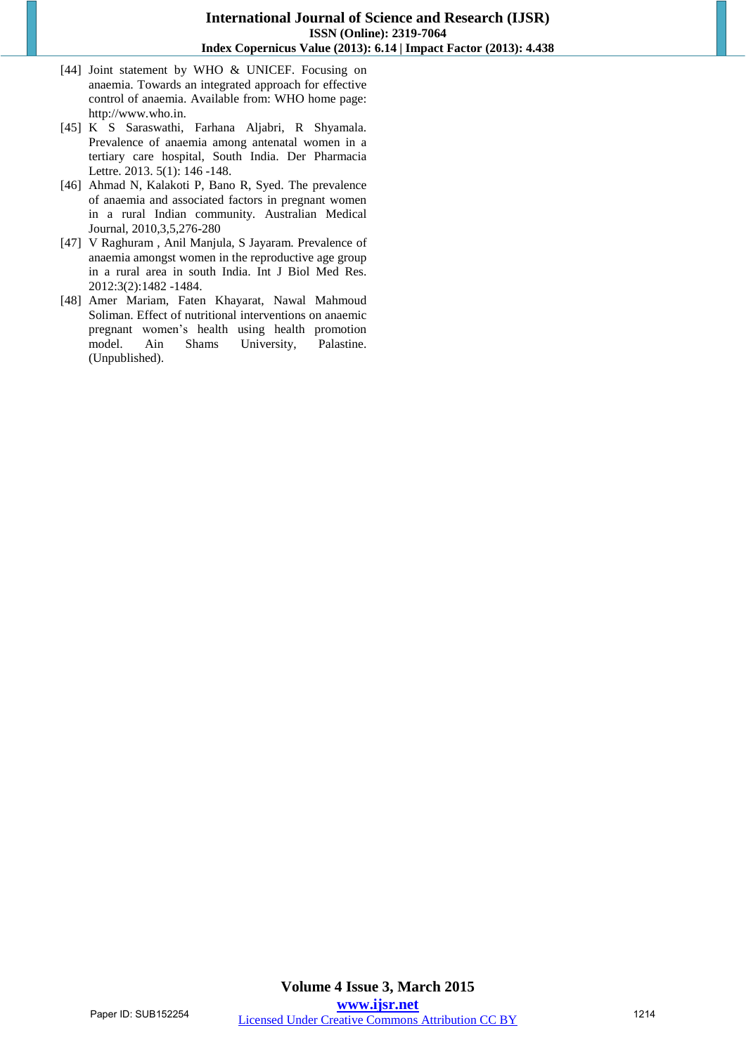[44] Joint statement by WHO & UNICEF. Focusing on anaemia. Towards an integrated approach for effective control of anaemia. Available from: WHO home page: http://www.who.in.

[45] K S Saraswathi, Farhana Aljabri, R Shyamala. Prevalence of anaemia among antenatal women in a tertiary care hospital, South India. Der Pharmacia Lettre. 2013. 5(1): 146 -148.

[46] Ahmad N, Kalakoti P, Bano R, Syed. The prevalence of anaemia and associated factors in pregnant women in a rural Indian community. Australian Medical Journal, 2010,3,5,276-280

[47] V Raghuram , Anil Manjula, S Jayaram. Prevalence of anaemia amongst women in the reproductive age group in a rural area in south India. Int J Biol Med Res. 2012:3(2):1482 -1484.

[48] Amer Mariam, Faten Khayarat, Nawal Mahmoud Soliman. Effect of nutritional interventions on anaemic pregnant women's health using health promotion model. Ain Shams University, Palastine. (Unpublished).